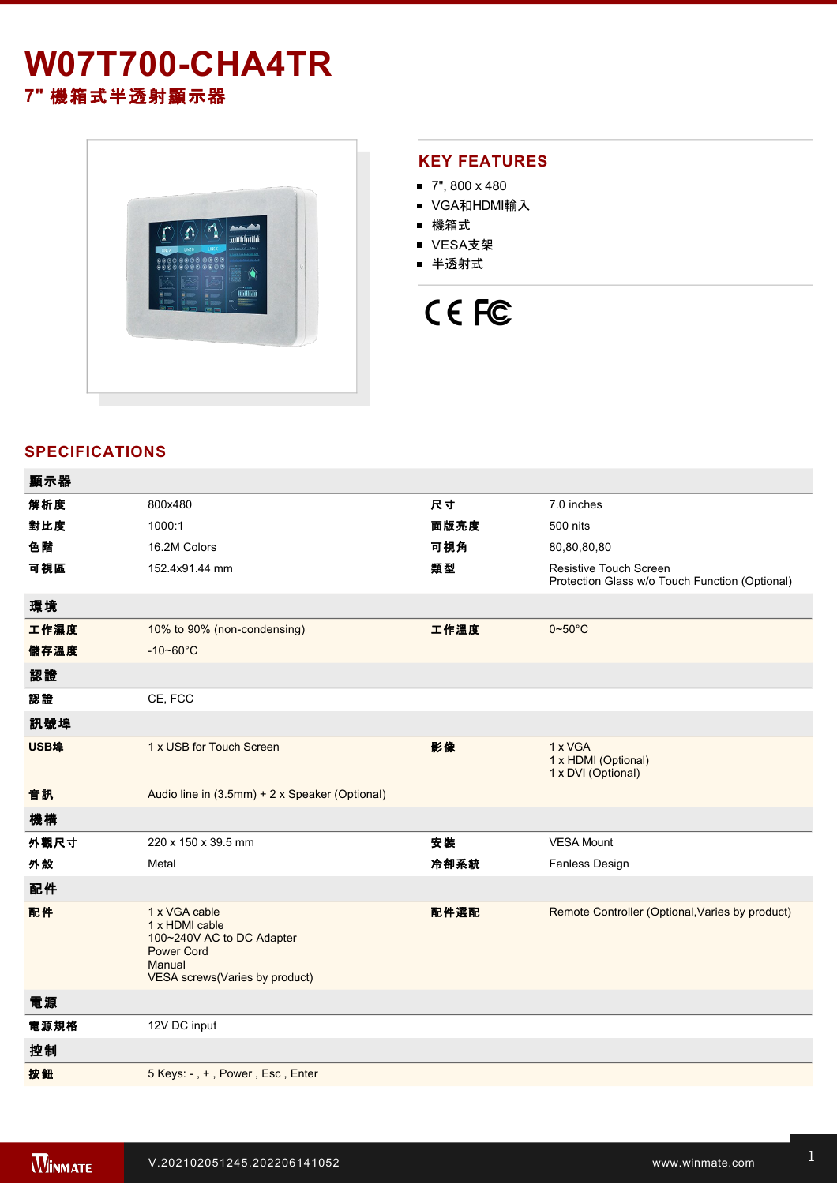# W07T700-CHA4TR

## 7" 機箱式半透射顯示器

## KEY FEATURES

- 7", 800 x 480
- VGA和HDMI輸入
- 機箱式
- VESA支架
- 半透射式

CE FC

## SPECIFICATIONS

| 顯示器 | | | |
|---|---|---|---|
| 解析度 | 800x480 | 尺寸 | 7.0 inches |
| 對比度 | 1000:1 | 面版亮度 | 500 nits |
| 色階 | 16.2M Colors | 可視角 | 80,80,80,80 |
| 可視區 | 152.4x91.44 mm | 類型 | Resistive Touch Screen<br>Protection Glass w/o Touch Function (Optional) |
| **環境** | | | |
| 工作濕度 | 10% to 90% (non-condensing) | 工作溫度 | 0~50°C |
| 儲存溫度 | -10~60°C | | |
| **認證** | | | |
| 認證 | CE, FCC | | |
| **訊號埠** | | | |
| USB埠 | 1 x USB for Touch Screen | 影像 | 1 x VGA<br>1 x HDMI (Optional)<br>1 x DVI (Optional) |
| 音訊 | Audio line in (3.5mm) + 2 x Speaker (Optional) | | |
| **機構** | | | |
| 外觀尺寸 | 220 x 150 x 39.5 mm | 安裝 | VESA Mount |
| 外殼 | Metal | 冷卻系統 | Fanless Design |
| **配件** | | | |
| 配件 | 1 x VGA cable<br>1 x HDMI cable<br>100~240V AC to DC Adapter<br>Power Cord<br>Manual<br>VESA screws(Varies by product) | 配件選配 | Remote Controller (Optional,Varies by product) |
| **電源** | | | |
| 電源規格 | 12V DC input | | |
| **控制** | | | |
| 按鈕 | 5 Keys: - , + , Power , Esc , Enter | | |

V.202102051245.202206141052

www.winmate.com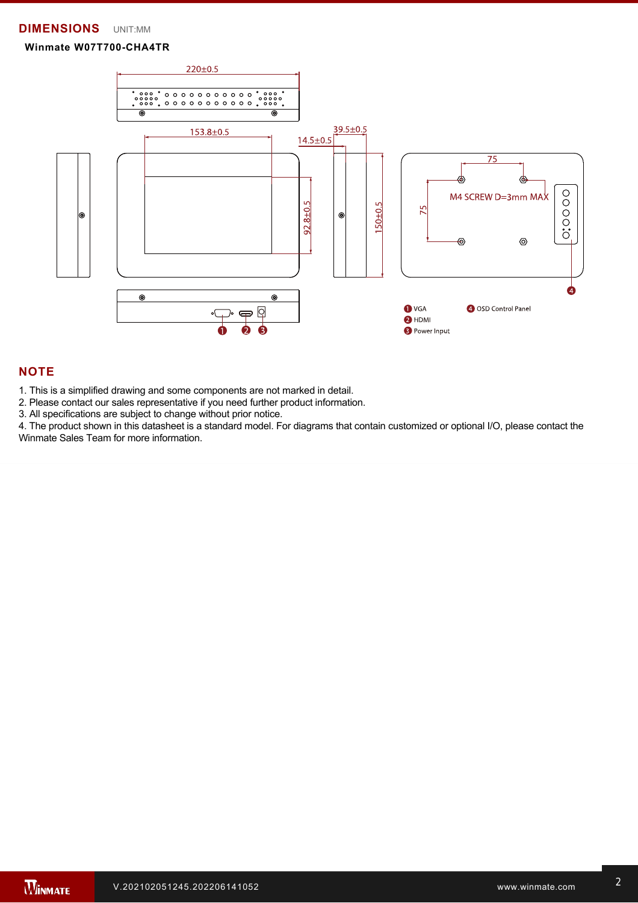## DIMENSIONS UNIT:MM

**Winmate W07T700-CHA4TR**

220±0.5

153.8±0.5

14.5±0.5

39.5±0.5

92.8±0.5

150±0.5

75

75

M4 SCREW D=3mm MAX

1 VGA
2 HDMI
3 Power Input
4 OSD Control Panel

## NOTE

1. This is a simplified drawing and some components are not marked in detail.
2. Please contact our sales representative if you need further product information.
3. All specifications are subject to change without prior notice.
4. The product shown in this datasheet is a standard model. For diagrams that contain customized or optional I/O, please contact the Winmate Sales Team for more information.